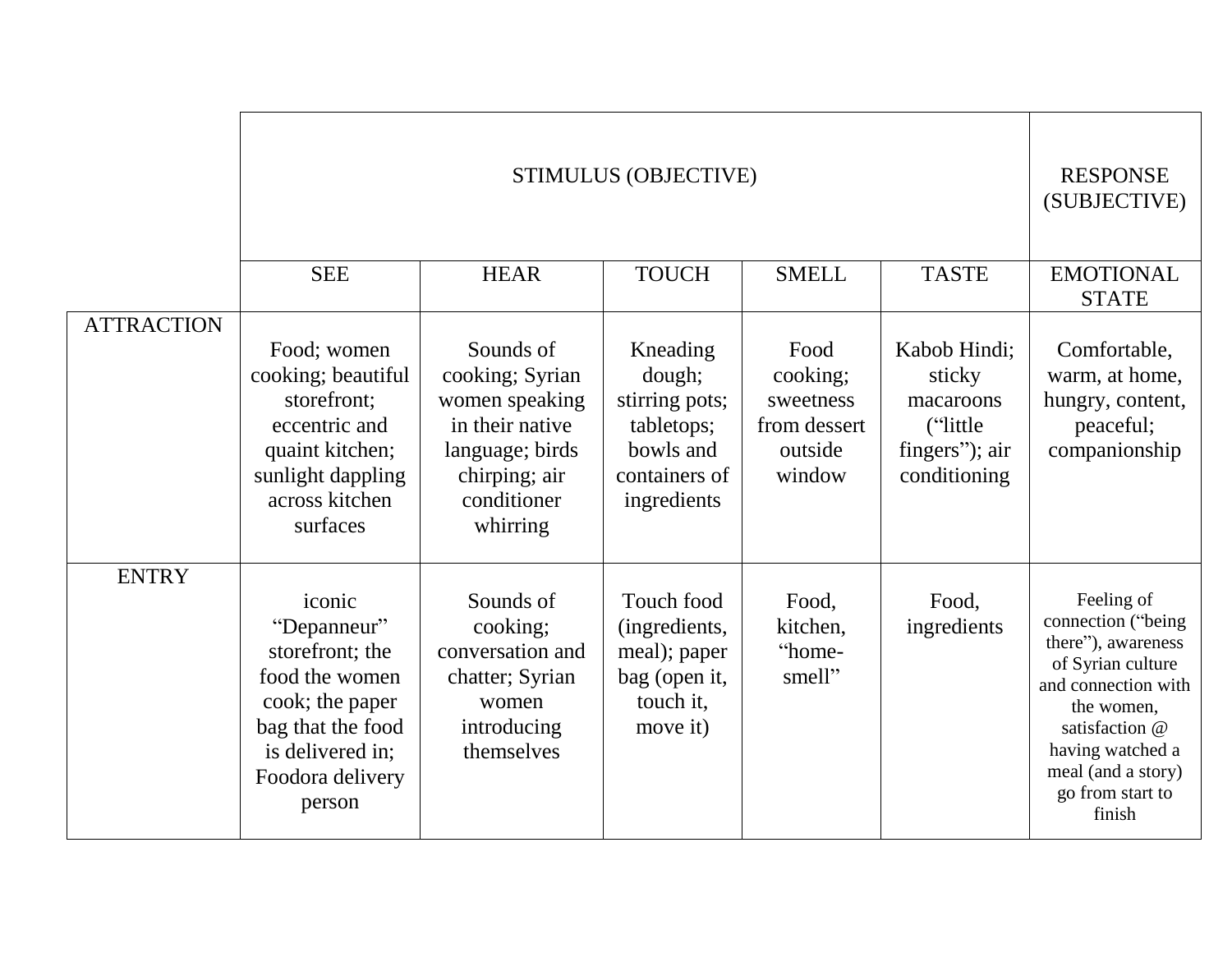| | STIMULUS (OBJECTIVE) | | | | | RESPONSE (SUBJECTIVE) |
|---|---|---|---|---|---|---|
| | SEE | HEAR | TOUCH | SMELL | TASTE | EMOTIONAL STATE |
| ATTRACTION | Food; women cooking; beautiful storefront; eccentric and quaint kitchen; sunlight dappling across kitchen surfaces | Sounds of cooking; Syrian women speaking in their native language; birds chirping; air conditioner whirring | Kneading dough; stirring pots; tabletops; bowls and containers of ingredients | Food cooking; sweetness from dessert outside window | Kabob Hindi; sticky macaroons (“little fingers”); air conditioning | Comfortable, warm, at home, hungry, content, peaceful; companionship |
| ENTRY | iconic “Depanneur” storefront; the food the women cook; the paper bag that the food is delivered in; Foodora delivery person | Sounds of cooking; conversation and chatter; Syrian women introducing themselves | Touch food (ingredients, meal); paper bag (open it, touch it, move it) | Food, kitchen, “home-smell” | Food, ingredients | Feeling of connection (“being there”), awareness of Syrian culture and connection with the women, satisfaction @ having watched a meal (and a story) go from start to finish |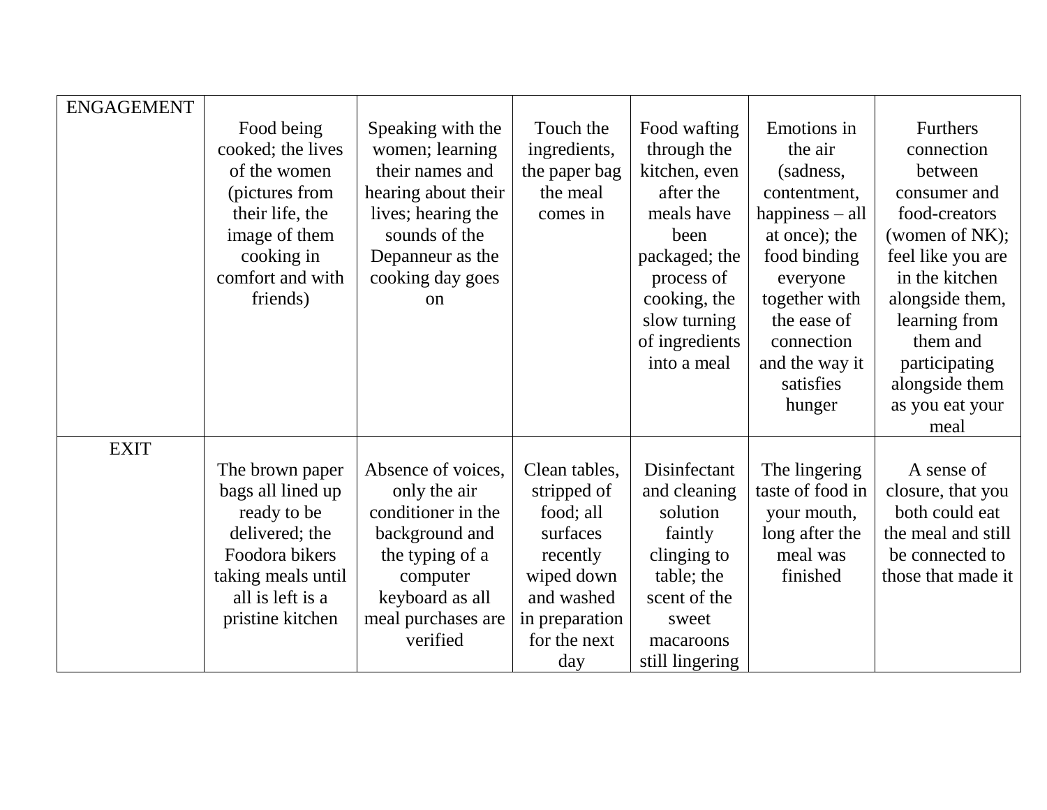| | | | | | | |
|---|---|---|---|---|---|---|
| ENGAGEMENT | Food being cooked; the lives of the women (pictures from their life, the image of them cooking in comfort and with friends) | Speaking with the women; learning their names and hearing about their lives; hearing the sounds of the Depanneur as the cooking day goes on | Touch the ingredients, the paper bag the meal comes in | Food wafting through the kitchen, even after the meals have been packaged; the process of cooking, the slow turning of ingredients into a meal | Emotions in the air (sadness, contentment, happiness – all at once); the food binding everyone together with the ease of connection and the way it satisfies hunger | Furthers connection between consumer and food-creators (women of NK); feel like you are in the kitchen alongside them, learning from them and participating alongside them as you eat your meal |
| EXIT | The brown paper bags all lined up ready to be delivered; the Foodora bikers taking meals until all is left is a pristine kitchen | Absence of voices, only the air conditioner in the background and the typing of a computer keyboard as all meal purchases are verified | Clean tables, stripped of food; all surfaces recently wiped down and washed in preparation for the next day | Disinfectant and cleaning solution faintly clinging to table; the scent of the sweet macaroons still lingering | The lingering taste of food in your mouth, long after the meal was finished | A sense of closure, that you both could eat the meal and still be connected to those that made it |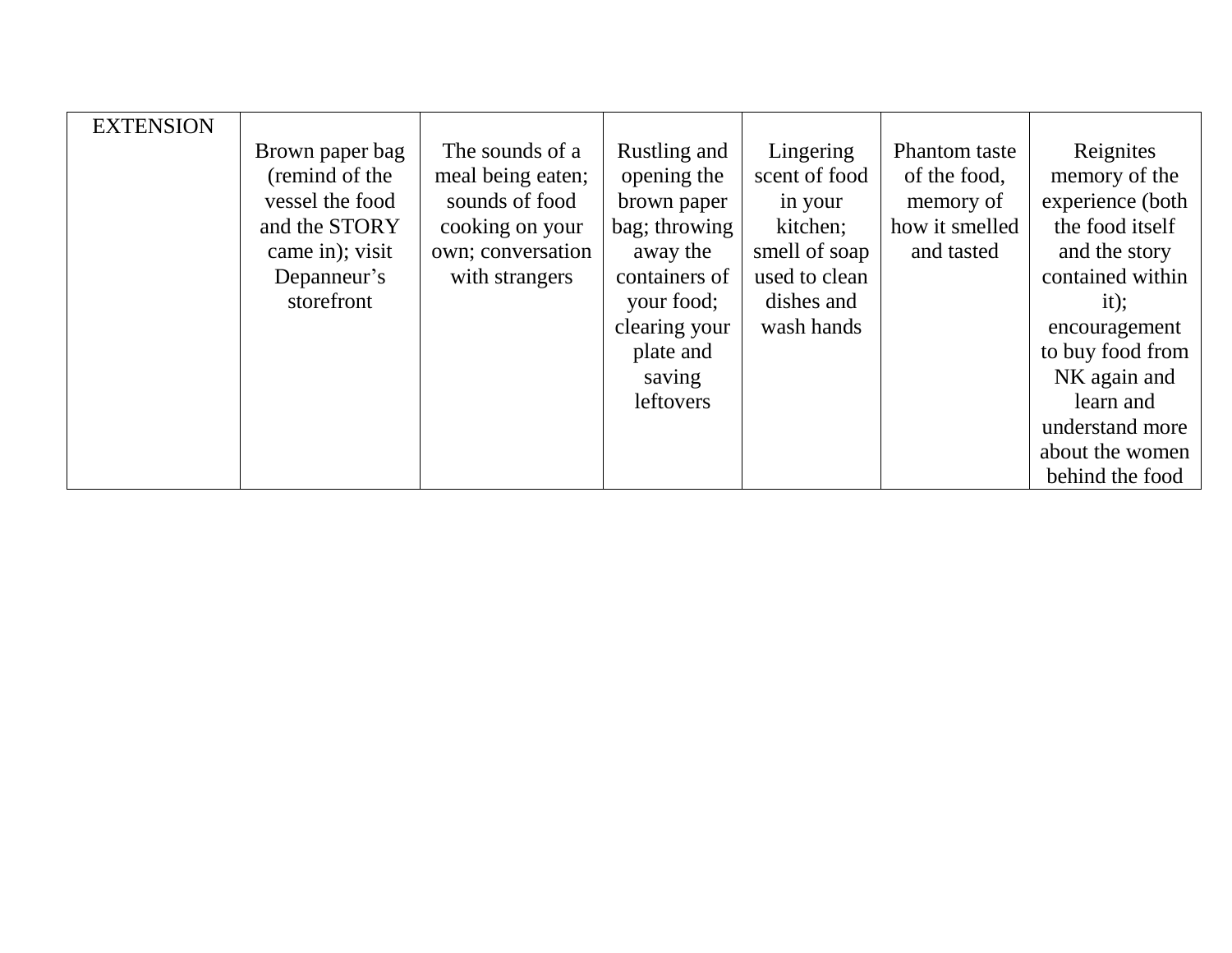| | | | | | | |
|---|---|---|---|---|---|---|
| EXTENSION | Brown paper bag (remind of the vessel the food and the STORY came in); visit Depanneur's storefront | The sounds of a meal being eaten; sounds of food cooking on your own; conversation with strangers | Rustling and opening the brown paper bag; throwing away the containers of your food; clearing your plate and saving leftovers | Lingering scent of food in your kitchen; smell of soap used to clean dishes and wash hands | Phantom taste of the food, memory of how it smelled and tasted | Reignites memory of the experience (both the food itself and the story contained within it); encouragement to buy food from NK again and learn and understand more about the women behind the food |